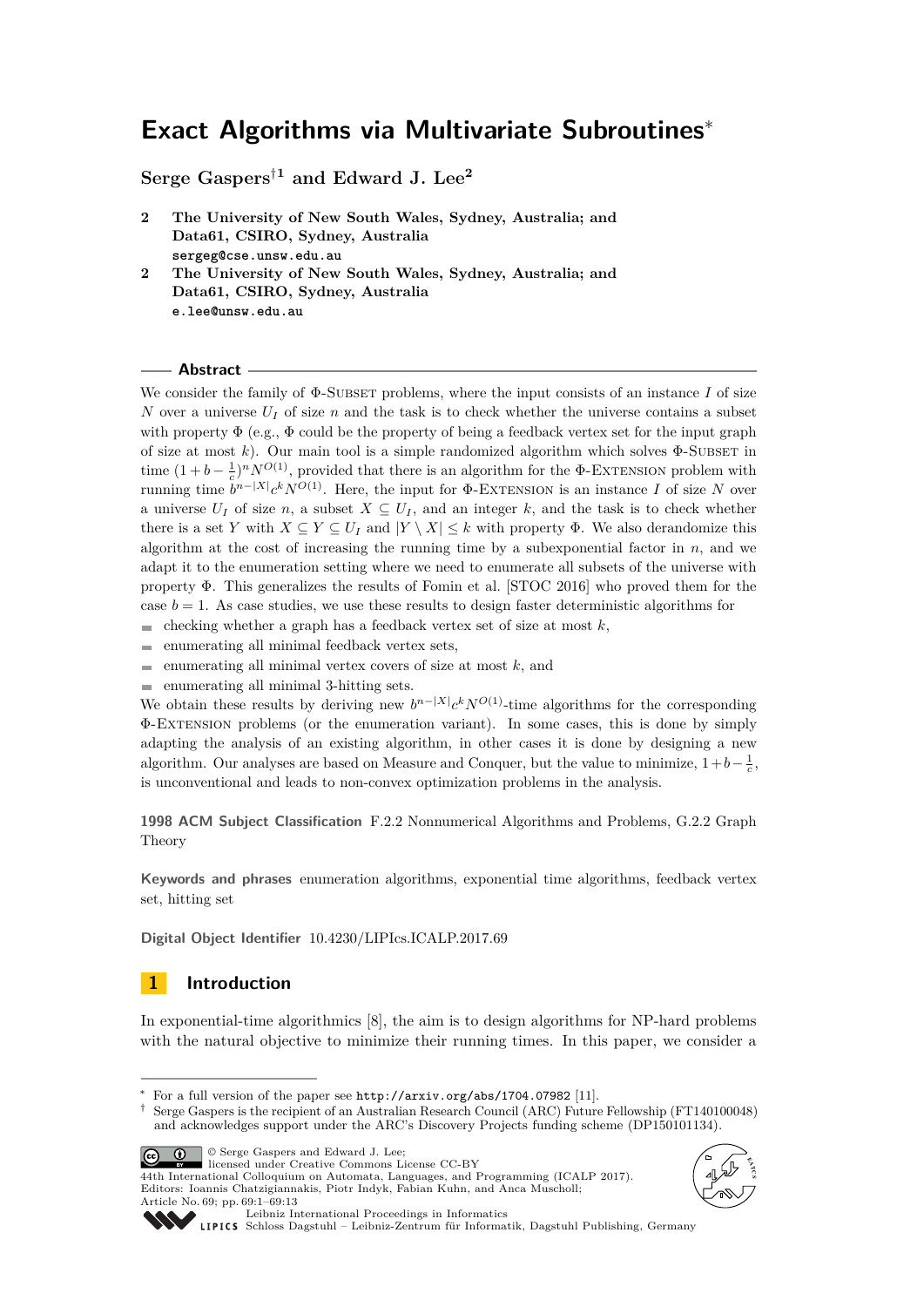# Exact Algorithms via Multivariate Subroutines*

**Serge Gaspers[†1] and Edward J. Lee[2]**

**2** **The University of New South Wales, Sydney, Australia; and Data61, CSIRO, Sydney, Australia**
sergeg@cse.unsw.edu.au

**2** **The University of New South Wales, Sydney, Australia; and Data61, CSIRO, Sydney, Australia**
e.lee@unsw.edu.au

## Abstract

We consider the family of Φ-Subset problems, where the input consists of an instance $I$ of size $N$ over a universe $U_I$ of size $n$ and the task is to check whether the universe contains a subset with property Φ (e.g., Φ could be the property of being a feedback vertex set for the input graph of size at most $k$). Our main tool is a simple randomized algorithm which solves Φ-Subset in time $(1 + b - \frac{1}{c})^n N^{O(1)}$, provided that there is an algorithm for the Φ-Extension problem with running time $b^{n-|X|}c^k N^{O(1)}$. Here, the input for Φ-Extension is an instance $I$ of size $N$ over a universe $U_I$ of size $n$, a subset $X \subseteq U_I$, and an integer $k$, and the task is to check whether there is a set $Y$ with $X \subseteq Y \subseteq U_I$ and $|Y \setminus X| \le k$ with property Φ. We also derandomize this algorithm at the cost of increasing the running time by a subexponential factor in $n$, and we adapt it to the enumeration setting where we need to enumerate all subsets of the universe with property Φ. This generalizes the results of Fomin et al. [STOC 2016] who proved them for the case $b = 1$. As case studies, we use these results to design faster deterministic algorithms for

- checking whether a graph has a feedback vertex set of size at most $k$,
- enumerating all minimal feedback vertex sets,
- enumerating all minimal vertex covers of size at most $k$, and
- enumerating all minimal 3-hitting sets.

We obtain these results by deriving new $b^{n-|X|}c^k N^{O(1)}$-time algorithms for the corresponding Φ-Extension problems (or the enumeration variant). In some cases, this is done by simply adapting the analysis of an existing algorithm, in other cases it is done by designing a new algorithm. Our analyses are based on Measure and Conquer, but the value to minimize, $1 + b - \frac{1}{c}$, is unconventional and leads to non-convex optimization problems in the analysis.

**1998 ACM Subject Classification** F.2.2 Nonnumerical Algorithms and Problems, G.2.2 Graph Theory

**Keywords and phrases** enumeration algorithms, exponential time algorithms, feedback vertex set, hitting set

**Digital Object Identifier** 10.4230/LIPIcs.ICALP.2017.69

## 1 Introduction

In exponential-time algorithmics [8], the aim is to design algorithms for NP-hard problems with the natural objective to minimize their running times. In this paper, we consider a

---

* For a full version of the paper see http://arxiv.org/abs/1704.07982 [11].

† Serge Gaspers is the recipient of an Australian Research Council (ARC) Future Fellowship (FT140100048) and acknowledges support under the ARC's Discovery Projects funding scheme (DP150101134).

© Serge Gaspers and Edward J. Lee; licensed under Creative Commons License CC-BY
44th International Colloquium on Automata, Languages, and Programming (ICALP 2017).
Editors: Ioannis Chatzigiannakis, Piotr Indyk, Fabian Kuhn, and Anca Muscholl;
Article No. 69; pp. 69:1–69:13
Leibniz International Proceedings in Informatics
Schloss Dagstuhl – Leibniz-Zentrum für Informatik, Dagstuhl Publishing, Germany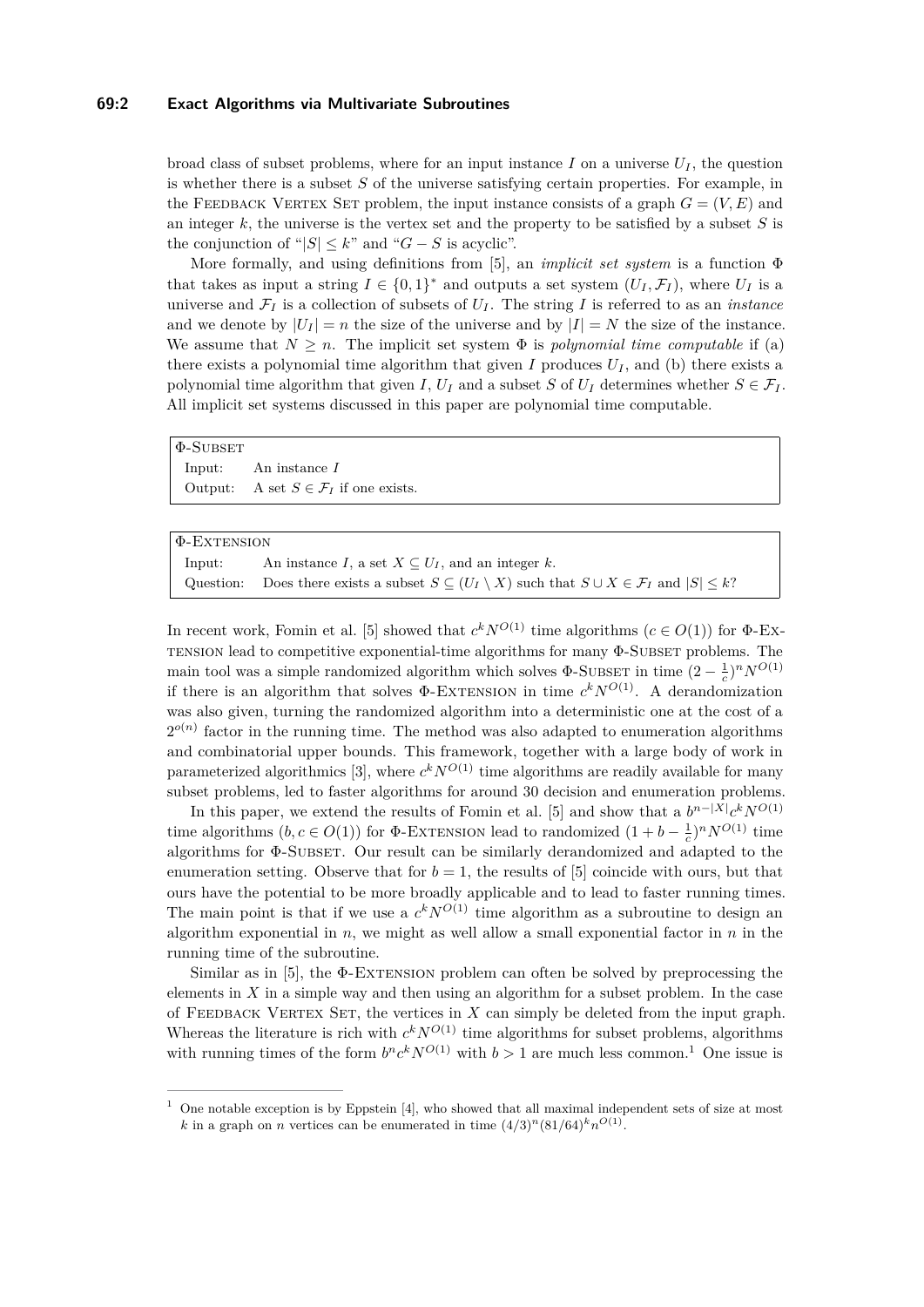broad class of subset problems, where for an input instance $I$ on a universe $U_I$, the question is whether there is a subset $S$ of the universe satisfying certain properties. For example, in the Feedback Vertex Set problem, the input instance consists of a graph $G = (V, E)$ and an integer $k$, the universe is the vertex set and the property to be satisfied by a subset $S$ is the conjunction of "$|S| \leq k$" and "$G - S$ is acyclic".

More formally, and using definitions from [5], an *implicit set system* is a function $\Phi$ that takes as input a string $I \in \{0,1\}^*$ and outputs a set system $(U_I, \mathcal{F}_I)$, where $U_I$ is a universe and $\mathcal{F}_I$ is a collection of subsets of $U_I$. The string $I$ is referred to as an *instance* and we denote by $|U_I| = n$ the size of the universe and by $|I| = N$ the size of the instance. We assume that $N \geq n$. The implicit set system $\Phi$ is *polynomial time computable* if (a) there exists a polynomial time algorithm that given $I$ produces $U_I$, and (b) there exists a polynomial time algorithm that given $I$, $U_I$ and a subset $S$ of $U_I$ determines whether $S \in \mathcal{F}_I$. All implicit set systems discussed in this paper are polynomial time computable.

| $\Phi$-Subset | |
|---|---|
| Input: | An instance $I$ |
| Output: | A set $S \in \mathcal{F}_I$ if one exists. |

| $\Phi$-Extension | |
|---|---|
| Input: | An instance $I$, a set $X \subseteq U_I$, and an integer $k$. |
| Question: | Does there exists a subset $S \subseteq (U_I \setminus X)$ such that $S \cup X \in \mathcal{F}_I$ and $|S| \leq k$? |

In recent work, Fomin et al. [5] showed that $c^k N^{O(1)}$ time algorithms ($c \in O(1)$) for $\Phi$-Extension lead to competitive exponential-time algorithms for many $\Phi$-Subset problems. The main tool was a simple randomized algorithm which solves $\Phi$-Subset in time $(2 - \frac{1}{c})^n N^{O(1)}$ if there is an algorithm that solves $\Phi$-Extension in time $c^k N^{O(1)}$. A derandomization was also given, turning the randomized algorithm into a deterministic one at the cost of a $2^{o(n)}$ factor in the running time. The method was also adapted to enumeration algorithms and combinatorial upper bounds. This framework, together with a large body of work in parameterized algorithmics [3], where $c^k N^{O(1)}$ time algorithms are readily available for many subset problems, led to faster algorithms for around 30 decision and enumeration problems.

In this paper, we extend the results of Fomin et al. [5] and show that a $b^{n-|X|} c^k N^{O(1)}$ time algorithms ($b, c \in O(1)$) for $\Phi$-Extension lead to randomized $(1 + b - \frac{1}{c})^n N^{O(1)}$ time algorithms for $\Phi$-Subset. Our result can be similarly derandomized and adapted to the enumeration setting. Observe that for $b = 1$, the results of [5] coincide with ours, but that ours have the potential to be more broadly applicable and to lead to faster running times. The main point is that if we use a $c^k N^{O(1)}$ time algorithm as a subroutine to design an algorithm exponential in $n$, we might as well allow a small exponential factor in $n$ in the running time of the subroutine.

Similar as in [5], the $\Phi$-Extension problem can often be solved by preprocessing the elements in $X$ in a simple way and then using an algorithm for a subset problem. In the case of Feedback Vertex Set, the vertices in $X$ can simply be deleted from the input graph. Whereas the literature is rich with $c^k N^{O(1)}$ time algorithms for subset problems, algorithms with running times of the form $b^n c^k N^{O(1)}$ with $b > 1$ are much less common.[1] One issue is

[1] One notable exception is by Eppstein [4], who showed that all maximal independent sets of size at most $k$ in a graph on $n$ vertices can be enumerated in time $(4/3)^n (81/64)^k n^{O(1)}$.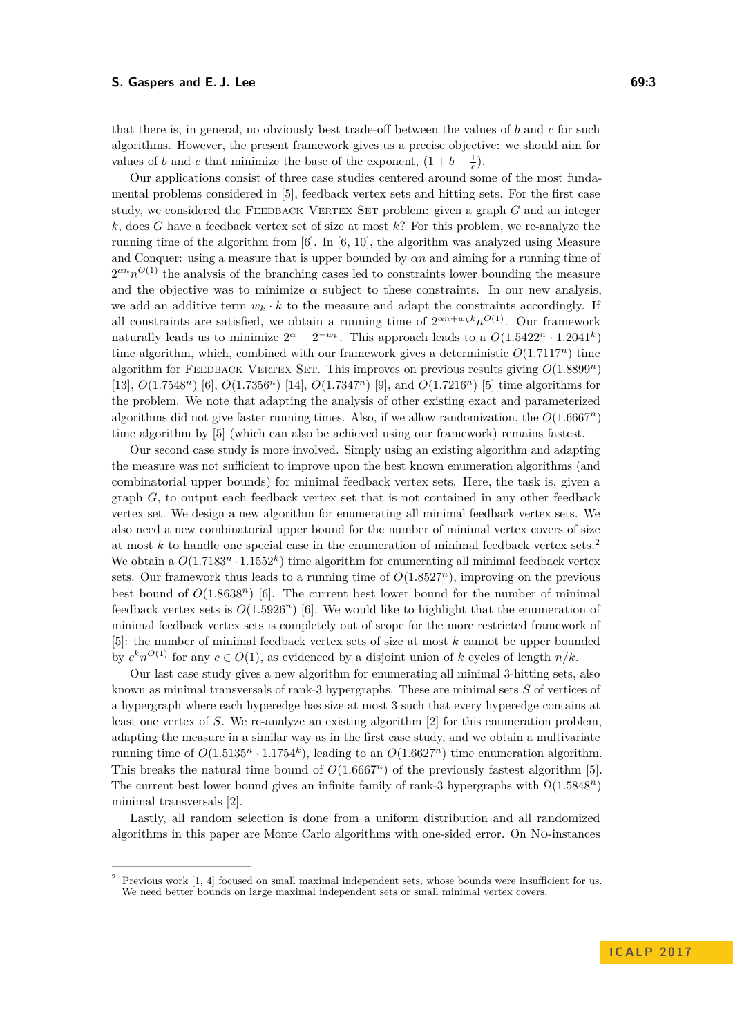that there is, in general, no obviously best trade-off between the values of $b$ and $c$ for such algorithms. However, the present framework gives us a precise objective: we should aim for values of $b$ and $c$ that minimize the base of the exponent, $(1 + b - \frac{1}{c})$.

Our applications consist of three case studies centered around some of the most fundamental problems considered in [5], feedback vertex sets and hitting sets. For the first case study, we considered the Feedback Vertex Set problem: given a graph $G$ and an integer $k$, does $G$ have a feedback vertex set of size at most $k$? For this problem, we re-analyze the running time of the algorithm from [6]. In [6, 10], the algorithm was analyzed using Measure and Conquer: using a measure that is upper bounded by $\alpha n$ and aiming for a running time of $2^{\alpha n} n^{O(1)}$ the analysis of the branching cases led to constraints lower bounding the measure and the objective was to minimize $\alpha$ subject to these constraints. In our new analysis, we add an additive term $w_k \cdot k$ to the measure and adapt the constraints accordingly. If all constraints are satisfied, we obtain a running time of $2^{\alpha n + w_k k} n^{O(1)}$. Our framework naturally leads us to minimize $2^{\alpha} - 2^{-w_k}$. This approach leads to a $O(1.5422^n \cdot 1.2041^k)$ time algorithm, which, combined with our framework gives a deterministic $O(1.7117^n)$ time algorithm for Feedback Vertex Set. This improves on previous results giving $O(1.8899^n)$ [13], $O(1.7548^n)$ [6], $O(1.7356^n)$ [14], $O(1.7347^n)$ [9], and $O(1.7216^n)$ [5] time algorithms for the problem. We note that adapting the analysis of other existing exact and parameterized algorithms did not give faster running times. Also, if we allow randomization, the $O(1.6667^n)$ time algorithm by [5] (which can also be achieved using our framework) remains fastest.

Our second case study is more involved. Simply using an existing algorithm and adapting the measure was not sufficient to improve upon the best known enumeration algorithms (and combinatorial upper bounds) for minimal feedback vertex sets. Here, the task is, given a graph $G$, to output each feedback vertex set that is not contained in any other feedback vertex set. We design a new algorithm for enumerating all minimal feedback vertex sets. We also need a new combinatorial upper bound for the number of minimal vertex covers of size at most $k$ to handle one special case in the enumeration of minimal feedback vertex sets.[2] We obtain a $O(1.7183^n \cdot 1.1552^k)$ time algorithm for enumerating all minimal feedback vertex sets. Our framework thus leads to a running time of $O(1.8527^n)$, improving on the previous best bound of $O(1.8638^n)$ [6]. The current best lower bound for the number of minimal feedback vertex sets is $O(1.5926^n)$ [6]. We would like to highlight that the enumeration of minimal feedback vertex sets is completely out of scope for the more restricted framework of [5]: the number of minimal feedback vertex sets of size at most $k$ cannot be upper bounded by $c^k n^{O(1)}$ for any $c \in O(1)$, as evidenced by a disjoint union of $k$ cycles of length $n/k$.

Our last case study gives a new algorithm for enumerating all minimal 3-hitting sets, also known as minimal transversals of rank-3 hypergraphs. These are minimal sets $S$ of vertices of a hypergraph where each hyperedge has size at most 3 such that every hyperedge contains at least one vertex of $S$. We re-analyze an existing algorithm [2] for this enumeration problem, adapting the measure in a similar way as in the first case study, and we obtain a multivariate running time of $O(1.5135^n \cdot 1.1754^k)$, leading to an $O(1.6627^n)$ time enumeration algorithm. This breaks the natural time bound of $O(1.6667^n)$ of the previously fastest algorithm [5]. The current best lower bound gives an infinite family of rank-3 hypergraphs with $\Omega(1.5848^n)$ minimal transversals [2].

Lastly, all random selection is done from a uniform distribution and all randomized algorithms in this paper are Monte Carlo algorithms with one-sided error. On No-instances

[2] Previous work [1, 4] focused on small maximal independent sets, whose bounds were insufficient for us. We need better bounds on large maximal independent sets or small minimal vertex covers.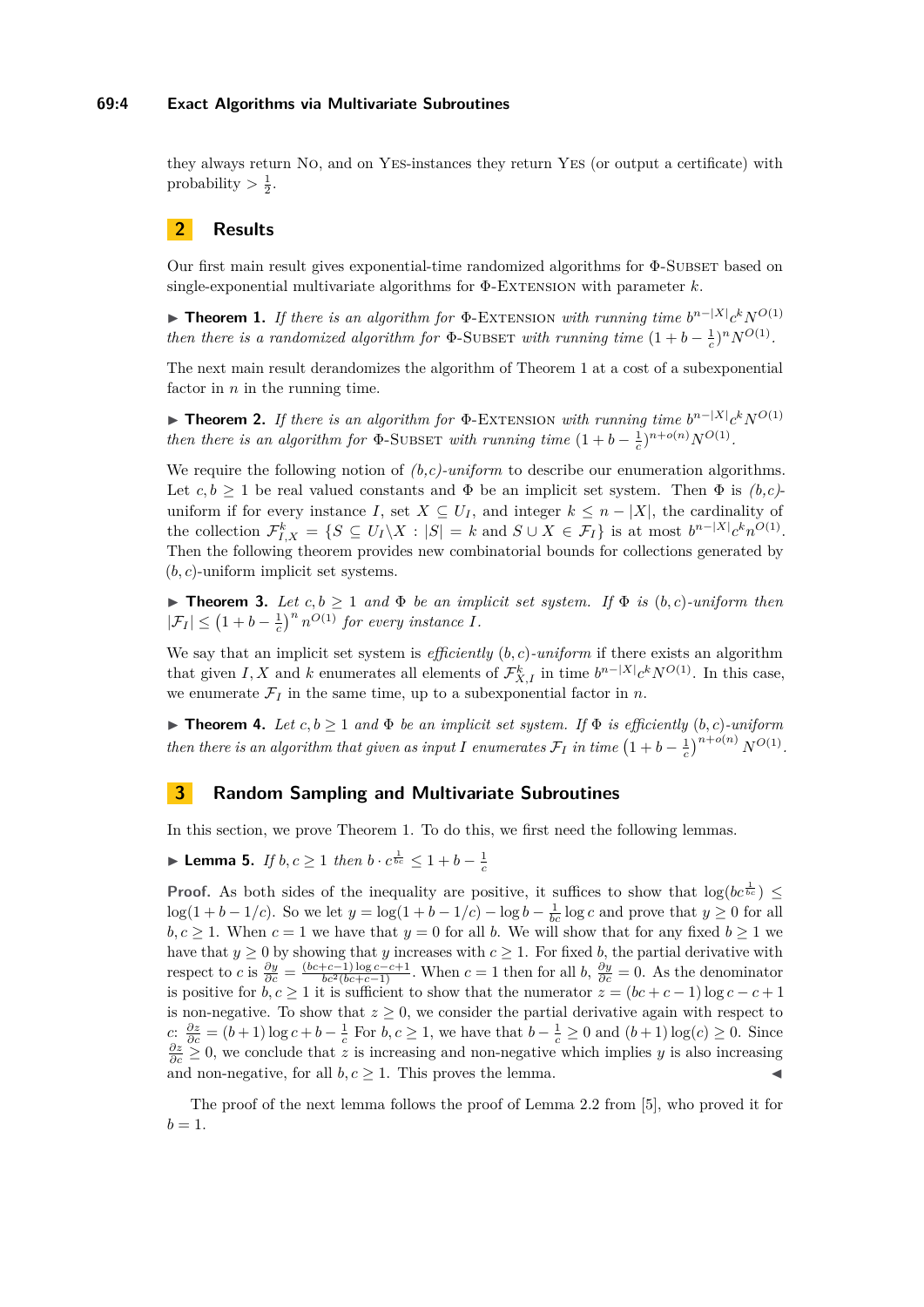they always return No, and on Yes-instances they return Yes (or output a certificate) with probability $> \frac{1}{2}$.

## 2 Results

Our first main result gives exponential-time randomized algorithms for $\Phi$-Subset based on single-exponential multivariate algorithms for $\Phi$-Extension with parameter $k$.

▶ **Theorem 1.** *If there is an algorithm for $\Phi$-Extension with running time $b^{n-|X|}c^k N^{O(1)}$ then there is a randomized algorithm for $\Phi$-Subset with running time $(1+b-\frac{1}{c})^n N^{O(1)}$.*

The next main result derandomizes the algorithm of Theorem 1 at a cost of a subexponential factor in $n$ in the running time.

▶ **Theorem 2.** *If there is an algorithm for $\Phi$-Extension with running time $b^{n-|X|}c^k N^{O(1)}$ then there is an algorithm for $\Phi$-Subset with running time $(1+b-\frac{1}{c})^{n+o(n)} N^{O(1)}$.*

We require the following notion of *(b,c)-uniform* to describe our enumeration algorithms. Let $c, b \geq 1$ be real valued constants and $\Phi$ be an implicit set system. Then $\Phi$ is *(b,c)*-uniform if for every instance $I$, set $X \subseteq U_I$, and integer $k \leq n - |X|$, the cardinality of the collection $\mathcal{F}^k_{I,X} = \{S \subseteq U_I \backslash X : |S| = k \text{ and } S \cup X \in \mathcal{F}_I\}$ is at most $b^{n-|X|}c^k n^{O(1)}$. Then the following theorem provides new combinatorial bounds for collections generated by $(b,c)$-uniform implicit set systems.

▶ **Theorem 3.** *Let $c, b \geq 1$ and $\Phi$ be an implicit set system. If $\Phi$ is $(b,c)$-uniform then $|\mathcal{F}_I| \leq \left(1+b-\frac{1}{c}\right)^n n^{O(1)}$ for every instance $I$.*

We say that an implicit set system is *efficiently $(b,c)$-uniform* if there exists an algorithm that given $I, X$ and $k$ enumerates all elements of $\mathcal{F}^k_{X,I}$ in time $b^{n-|X|}c^k N^{O(1)}$. In this case, we enumerate $\mathcal{F}_I$ in the same time, up to a subexponential factor in $n$.

▶ **Theorem 4.** *Let $c, b \geq 1$ and $\Phi$ be an implicit set system. If $\Phi$ is efficiently $(b,c)$-uniform then there is an algorithm that given as input $I$ enumerates $\mathcal{F}_I$ in time $\left(1+b-\frac{1}{c}\right)^{n+o(n)} N^{O(1)}$.*

## 3 Random Sampling and Multivariate Subroutines

In this section, we prove Theorem 1. To do this, we first need the following lemmas.

▶ **Lemma 5.** *If $b, c \geq 1$ then $b \cdot c^{\frac{1}{bc}} \leq 1 + b - \frac{1}{c}$*

**Proof.** As both sides of the inequality are positive, it suffices to show that $\log(bc^{\frac{1}{bc}}) \leq \log(1+b-1/c)$. So we let $y = \log(1+b-1/c) - \log b - \frac{1}{bc}\log c$ and prove that $y \geq 0$ for all $b, c \geq 1$. When $c = 1$ we have that $y = 0$ for all $b$. We will show that for any fixed $b \geq 1$ we have that $y \geq 0$ by showing that $y$ increases with $c \geq 1$. For fixed $b$, the partial derivative with respect to $c$ is $\frac{\partial y}{\partial c} = \frac{(bc+c-1)\log c - c + 1}{bc^2(bc+c-1)}$. When $c = 1$ then for all $b$, $\frac{\partial y}{\partial c} = 0$. As the denominator is positive for $b, c \geq 1$ it is sufficient to show that the numerator $z = (bc+c-1)\log c - c + 1$ is non-negative. To show that $z \geq 0$, we consider the partial derivative again with respect to $c$: $\frac{\partial z}{\partial c} = (b+1)\log c + b - \frac{1}{c}$ For $b, c \geq 1$, we have that $b - \frac{1}{c} \geq 0$ and $(b+1)\log(c) \geq 0$. Since $\frac{\partial z}{\partial c} \geq 0$, we conclude that $z$ is increasing and non-negative which implies $y$ is also increasing and non-negative, for all $b, c \geq 1$. This proves the lemma. ◀

The proof of the next lemma follows the proof of Lemma 2.2 from [5], who proved it for $b = 1$.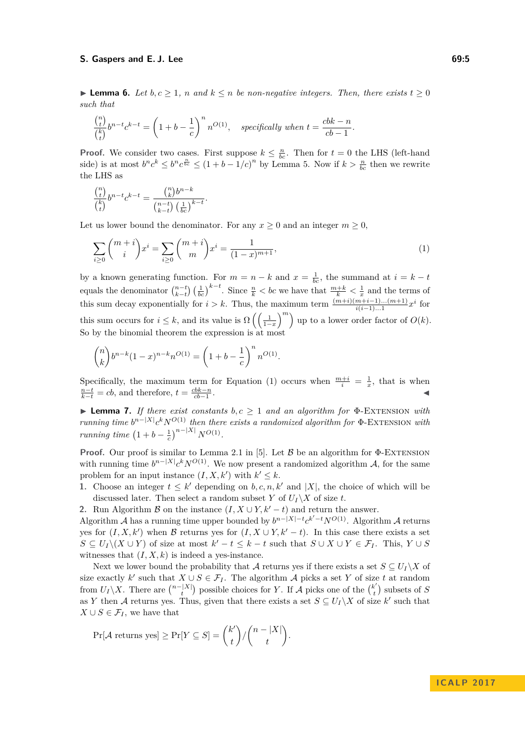▶ **Lemma 6.** *Let $b, c \geq 1$, $n$ and $k \leq n$ be non-negative integers. Then, there exists $t \geq 0$ such that*

$$\frac{\binom{n}{t}}{\binom{k}{t}} b^{n-t} c^{k-t} = \left(1 + b - \frac{1}{c}\right)^n n^{O(1)}, \quad \textit{specifically when } t = \frac{cbk - n}{cb - 1}.$$

**Proof.** We consider two cases. First suppose $k \leq \frac{n}{bc}$. Then for $t = 0$ the LHS (left-hand side) is at most $b^n c^k \leq b^n c^{\frac{n}{bc}} \leq (1 + b - 1/c)^n$ by Lemma 5. Now if $k > \frac{n}{bc}$ then we rewrite the LHS as

$$\frac{\binom{n}{t}}{\binom{k}{t}} b^{n-t} c^{k-t} = \frac{\binom{n}{k} b^{n-k}}{\binom{n-t}{k-t} \left(\frac{1}{bc}\right)^{k-t}}.$$

Let us lower bound the denominator. For any $x \geq 0$ and an integer $m \geq 0$,

$$\sum_{i \geq 0} \binom{m+i}{i} x^i = \sum_{i \geq 0} \binom{m+i}{m} x^i = \frac{1}{(1-x)^{m+1}}, \tag{1}$$

by a known generating function. For $m = n - k$ and $x = \frac{1}{bc}$, the summand at $i = k - t$ equals the denominator $\binom{n-t}{k-t} \left(\frac{1}{bc}\right)^{k-t}$. Since $\frac{n}{k} < bc$ we have that $\frac{m+k}{k} < \frac{1}{x}$ and the terms of this sum decay exponentially for $i > k$. Thus, the maximum term $\frac{(m+i)(m+i-1)\ldots(m+1)}{i(i-1)\ldots 1} x^i$ for this sum occurs for $i \leq k$, and its value is $\Omega\left(\left(\frac{1}{1-x}\right)^m\right)$ up to a lower order factor of $O(k)$. So by the binomial theorem the expression is at most

$$\binom{n}{k} b^{n-k} (1-x)^{n-k} n^{O(1)} = \left(1 + b - \frac{1}{c}\right)^n n^{O(1)}.$$

Specifically, the maximum term for Equation (1) occurs when $\frac{m+i}{i} = \frac{1}{x}$, that is when $\frac{n-t}{k-t} = cb$, and therefore, $t = \frac{cbk-n}{cb-1}$. ◀

▶ **Lemma 7.** *If there exist constants $b, c \geq 1$ and an algorithm for* Φ-Extension *with running time $b^{n-|X|} c^k N^{O(1)}$ then there exists a randomized algorithm for* Φ-Extension *with running time $\left(1 + b - \frac{1}{c}\right)^{n-|X|} N^{O(1)}$.*

**Proof.** Our proof is similar to Lemma 2.1 in [5]. Let $\mathcal{B}$ be an algorithm for Φ-Extension with running time $b^{n-|X|} c^k N^{O(1)}$. We now present a randomized algorithm $\mathcal{A}$, for the same problem for an input instance $(I, X, k')$ with $k' \leq k$.

1. Choose an integer $t \leq k'$ depending on $b, c, n, k'$ and $|X|$, the choice of which will be discussed later. Then select a random subset $Y$ of $U_I \backslash X$ of size $t$.
2. Run Algorithm $\mathcal{B}$ on the instance $(I, X \cup Y, k' - t)$ and return the answer.

Algorithm $\mathcal{A}$ has a running time upper bounded by $b^{n-|X|-t} c^{k'-t} N^{O(1)}$. Algorithm $\mathcal{A}$ returns yes for $(I, X, k')$ when $\mathcal{B}$ returns yes for $(I, X \cup Y, k' - t)$. In this case there exists a set $S \subseteq U_I \backslash (X \cup Y)$ of size at most $k' - t \leq k - t$ such that $S \cup X \cup Y \in \mathcal{F}_I$. This, $Y \cup S$ witnesses that $(I, X, k)$ is indeed a yes-instance.

Next we lower bound the probability that $\mathcal{A}$ returns yes if there exists a set $S \subseteq U_I \backslash X$ of size exactly $k'$ such that $X \cup S \in \mathcal{F}_I$. The algorithm $\mathcal{A}$ picks a set $Y$ of size $t$ at random from $U_I \backslash X$. There are $\binom{n-|X|}{t}$ possible choices for $Y$. If $\mathcal{A}$ picks one of the $\binom{k'}{t}$ subsets of $S$ as $Y$ then $\mathcal{A}$ returns yes. Thus, given that there exists a set $S \subseteq U_I \backslash X$ of size $k'$ such that $X \cup S \in \mathcal{F}_I$, we have that

$$\Pr[\mathcal{A} \text{ returns yes}] \geq \Pr[Y \subseteq S] = \binom{k'}{t} / \binom{n - |X|}{t}.$$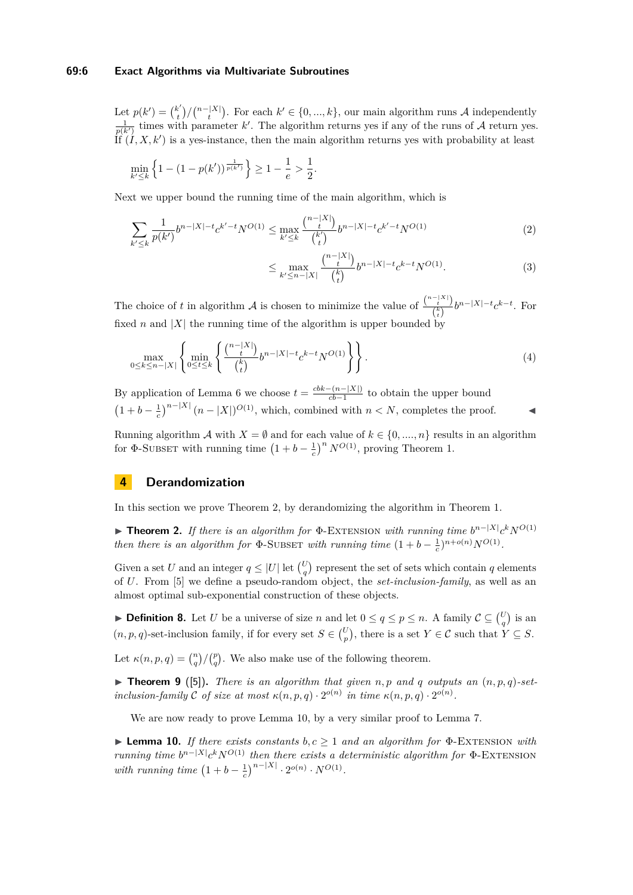Let $p(k') = \binom{k'}{t} / \binom{n-|X|}{t}$. For each $k' \in \{0, ..., k\}$, our main algorithm runs $\mathcal{A}$ independently $\frac{1}{p(k')}$ times with parameter $k'$. The algorithm returns yes if any of the runs of $\mathcal{A}$ return yes. If $(I, X, k')$ is a yes-instance, then the main algorithm returns yes with probability at least

$$\min_{k' \leq k} \left\{ 1 - (1 - p(k'))^{\frac{1}{p(k')}} \right\} \geq 1 - \frac{1}{e} > \frac{1}{2}.$$

Next we upper bound the running time of the main algorithm, which is

$$\sum_{k' \leq k} \frac{1}{p(k')} b^{n-|X|-t} c^{k'-t} N^{O(1)} \leq \max_{k' \leq k} \frac{\binom{n-|X|}{t}}{\binom{k'}{t}} b^{n-|X|-t} c^{k'-t} N^{O(1)} \tag{2}$$

$$\leq \max_{k' \leq n-|X|} \frac{\binom{n-|X|}{t}}{\binom{k}{t}} b^{n-|X|-t} c^{k-t} N^{O(1)}. \tag{3}$$

The choice of $t$ in algorithm $\mathcal{A}$ is chosen to minimize the value of $\frac{\binom{n-|X|}{t}}{\binom{k}{t}} b^{n-|X|-t} c^{k-t}$. For fixed $n$ and $|X|$ the running time of the algorithm is upper bounded by

$$\max_{0 \leq k \leq n-|X|} \left\{ \min_{0 \leq t \leq k} \left\{ \frac{\binom{n-|X|}{t}}{\binom{k}{t}} b^{n-|X|-t} c^{k-t} N^{O(1)} \right\} \right\}. \tag{4}$$

By application of Lemma 6 we choose $t = \frac{cbk-(n-|X|)}{cb-1}$ to obtain the upper bound $\left(1 + b - \frac{1}{c}\right)^{n-|X|} (n - |X|)^{O(1)}$, which, combined with $n < N$, completes the proof. ◀

Running algorithm $\mathcal{A}$ with $X = \emptyset$ and for each value of $k \in \{0, ...., n\}$ results in an algorithm for Φ-Subset with running time $\left(1 + b - \frac{1}{c}\right)^n N^{O(1)}$, proving Theorem 1.

## 4 Derandomization

In this section we prove Theorem 2, by derandomizing the algorithm in Theorem 1.

▶ **Theorem 2.** *If there is an algorithm for Φ-Extension with running time $b^{n-|X|} c^k N^{O(1)}$ then there is an algorithm for Φ-Subset with running time $(1 + b - \frac{1}{c})^{n+o(n)} N^{O(1)}$.*

Given a set $U$ and an integer $q \leq |U|$ let $\binom{U}{q}$ represent the set of sets which contain $q$ elements of $U$. From [5] we define a pseudo-random object, the *set-inclusion-family*, as well as an almost optimal sub-exponential construction of these objects.

▶ **Definition 8.** Let $U$ be a universe of size $n$ and let $0 \leq q \leq p \leq n$. A family $\mathcal{C} \subseteq \binom{U}{q}$ is an $(n, p, q)$-set-inclusion family, if for every set $S \in \binom{U}{p}$, there is a set $Y \in \mathcal{C}$ such that $Y \subseteq S$.

Let $\kappa(n, p, q) = \binom{n}{q} / \binom{p}{q}$. We also make use of the following theorem.

▶ **Theorem 9** ([5]). *There is an algorithm that given $n, p$ and $q$ outputs an $(n, p, q)$-set-inclusion-family $\mathcal{C}$ of size at most $\kappa(n, p, q) \cdot 2^{o(n)}$ in time $\kappa(n, p, q) \cdot 2^{o(n)}$.*

We are now ready to prove Lemma 10, by a very similar proof to Lemma 7.

▶ **Lemma 10.** *If there exists constants $b, c \geq 1$ and an algorithm for Φ-Extension with running time $b^{n-|X|} c^k N^{O(1)}$ then there exists a deterministic algorithm for Φ-Extension with running time $\left(1 + b - \frac{1}{c}\right)^{n-|X|} \cdot 2^{o(n)} \cdot N^{O(1)}$.*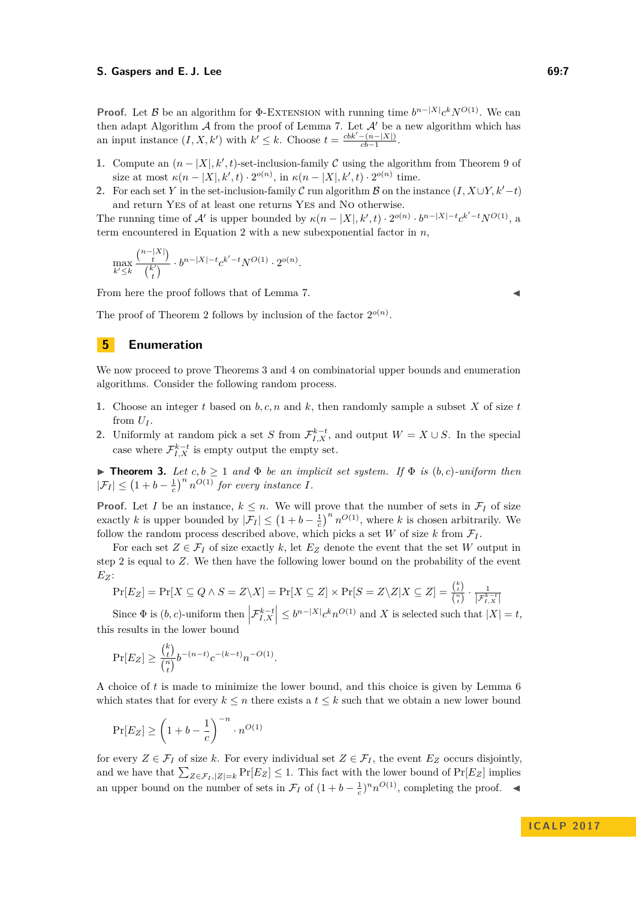**Proof.** Let $\mathcal{B}$ be an algorithm for Φ-Extension with running time $b^{n-|X|}c^k N^{O(1)}$. We can then adapt Algorithm $\mathcal{A}$ from the proof of Lemma 7. Let $\mathcal{A}'$ be a new algorithm which has an input instance $(I, X, k')$ with $k' \leq k$. Choose $t = \frac{cbk' - (n-|X|)}{cb-1}$.

1. Compute an $(n - |X|, k', t)$-set-inclusion-family $\mathcal{C}$ using the algorithm from Theorem 9 of size at most $\kappa(n - |X|, k', t) \cdot 2^{o(n)}$, in $\kappa(n - |X|, k', t) \cdot 2^{o(n)}$ time.
2. For each set $Y$ in the set-inclusion-family $\mathcal{C}$ run algorithm $\mathcal{B}$ on the instance $(I, X \cup Y, k' - t)$ and return Yes if at least one returns Yes and No otherwise.

The running time of $\mathcal{A}'$ is upper bounded by $\kappa(n - |X|, k', t) \cdot 2^{o(n)} \cdot b^{n-|X|-t}c^{k'-t}N^{O(1)}$, a term encountered in Equation 2 with a new subexponential factor in $n$,

$$\max_{k' \leq k} \frac{\binom{n-|X|}{t}}{\binom{k'}{t}} \cdot b^{n-|X|-t}c^{k'-t}N^{O(1)} \cdot 2^{o(n)}.$$

From here the proof follows that of Lemma 7. ◀

The proof of Theorem 2 follows by inclusion of the factor $2^{o(n)}$.

## 5 Enumeration

We now proceed to prove Theorems 3 and 4 on combinatorial upper bounds and enumeration algorithms. Consider the following random process.

1. Choose an integer $t$ based on $b, c, n$ and $k$, then randomly sample a subset $X$ of size $t$ from $U_I$.
2. Uniformly at random pick a set $S$ from $\mathcal{F}^{k-t}_{I,X}$, and output $W = X \cup S$. In the special case where $\mathcal{F}^{k-t}_{I,X}$ is empty output the empty set.

▶ **Theorem 3.** *Let $c, b \geq 1$ and $\Phi$ be an implicit set system. If $\Phi$ is $(b, c)$-uniform then $|\mathcal{F}_I| \leq \left(1 + b - \frac{1}{c}\right)^n n^{O(1)}$ for every instance $I$.*

**Proof.** Let $I$ be an instance, $k \leq n$. We will prove that the number of sets in $\mathcal{F}_I$ of size exactly $k$ is upper bounded by $|\mathcal{F}_I| \leq \left(1 + b - \frac{1}{c}\right)^n n^{O(1)}$, where $k$ is chosen arbitrarily. We follow the random process described above, which picks a set $W$ of size $k$ from $\mathcal{F}_I$.

For each set $Z \in \mathcal{F}_I$ of size exactly $k$, let $E_Z$ denote the event that the set $W$ output in step 2 is equal to $Z$. We then have the following lower bound on the probability of the event $E_Z$:

$$\Pr[E_Z] = \Pr[X \subseteq Q \wedge S = Z \backslash X] = \Pr[X \subseteq Z] \times \Pr[S = Z \backslash Z | X \subseteq Z] = \frac{\binom{k}{t}}{\binom{n}{t}} \cdot \frac{1}{\left|\mathcal{F}^{k-t}_{I,X}\right|}$$

Since $\Phi$ is $(b, c)$-uniform then $\left|\mathcal{F}^{k-t}_{I,X}\right| \leq b^{n-|X|}c^k n^{O(1)}$ and $X$ is selected such that $|X| = t$, this results in the lower bound

$$\Pr[E_Z] \geq \frac{\binom{k}{t}}{\binom{n}{t}} b^{-(n-t)}c^{-(k-t)}n^{-O(1)}.$$

A choice of $t$ is made to minimize the lower bound, and this choice is given by Lemma 6 which states that for every $k \leq n$ there exists a $t \leq k$ such that we obtain a new lower bound

$$\Pr[E_Z] \geq \left(1 + b - \frac{1}{c}\right)^{-n} \cdot n^{O(1)}$$

for every $Z \in \mathcal{F}_I$ of size $k$. For every individual set $Z \in \mathcal{F}_I$, the event $E_Z$ occurs disjointly, and we have that $\sum_{Z \in \mathcal{F}_I, |Z|=k} \Pr[E_Z] \leq 1$. This fact with the lower bound of $\Pr[E_Z]$ implies an upper bound on the number of sets in $\mathcal{F}_I$ of $(1 + b - \frac{1}{c})^n n^{O(1)}$, completing the proof. ◀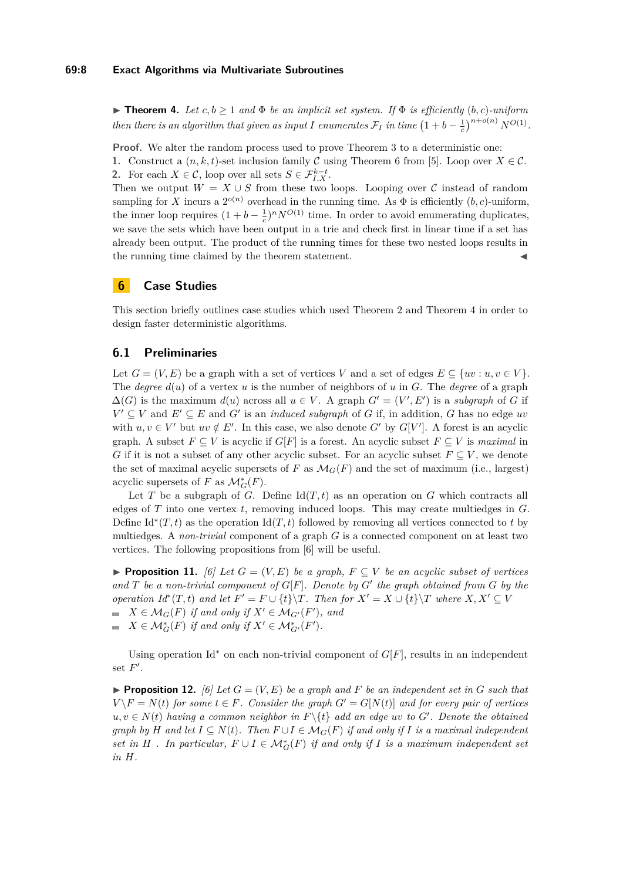▶ **Theorem 4.** *Let $c, b \geq 1$ and $\Phi$ be an implicit set system. If $\Phi$ is efficiently $(b,c)$-uniform then there is an algorithm that given as input $I$ enumerates $\mathcal{F}_I$ in time $\left(1 + b - \frac{1}{c}\right)^{n+o(n)} N^{O(1)}$.*

**Proof.** We alter the random process used to prove Theorem 3 to a deterministic one:

1. Construct a $(n,k,t)$-set inclusion family $\mathcal{C}$ using Theorem 6 from [5]. Loop over $X \in \mathcal{C}$.
2. For each $X \in \mathcal{C}$, loop over all sets $S \in \mathcal{F}_{I,X}^{k-t}$.

Then we output $W = X \cup S$ from these two loops. Looping over $\mathcal{C}$ instead of random sampling for $X$ incurs a $2^{o(n)}$ overhead in the running time. As $\Phi$ is efficiently $(b,c)$-uniform, the inner loop requires $(1 + b - \frac{1}{c})^n N^{O(1)}$ time. In order to avoid enumerating duplicates, we save the sets which have been output in a trie and check first in linear time if a set has already been output. The product of the running times for these two nested loops results in the running time claimed by the theorem statement. ◀

## 6 Case Studies

This section briefly outlines case studies which used Theorem 2 and Theorem 4 in order to design faster deterministic algorithms.

### 6.1 Preliminaries

Let $G = (V, E)$ be a graph with a set of vertices $V$ and a set of edges $E \subseteq \{uv : u, v \in V\}$. The *degree* $d(u)$ of a vertex $u$ is the number of neighbors of $u$ in $G$. The *degree* of a graph $\Delta(G)$ is the maximum $d(u)$ across all $u \in V$. A graph $G' = (V', E')$ is a *subgraph* of $G$ if $V' \subseteq V$ and $E' \subseteq E$ and $G'$ is an *induced subgraph* of $G$ if, in addition, $G$ has no edge $uv$ with $u, v \in V'$ but $uv \notin E'$. In this case, we also denote $G'$ by $G[V']$. A forest is an acyclic graph. A subset $F \subseteq V$ is acyclic if $G[F]$ is a forest. An acyclic subset $F \subseteq V$ is *maximal* in $G$ if it is not a subset of any other acyclic subset. For an acyclic subset $F \subseteq V$, we denote the set of maximal acyclic supersets of $F$ as $\mathcal{M}_G(F)$ and the set of maximum (i.e., largest) acyclic supersets of $F$ as $\mathcal{M}_G^*(F)$.

Let $T$ be a subgraph of $G$. Define $\mathrm{Id}(T, t)$ as an operation on $G$ which contracts all edges of $T$ into one vertex $t$, removing induced loops. This may create multiedges in $G$. Define $\mathrm{Id}^*(T, t)$ as the operation $\mathrm{Id}(T, t)$ followed by removing all vertices connected to $t$ by multiedges. A *non-trivial* component of a graph $G$ is a connected component on at least two vertices. The following propositions from [6] will be useful.

▶ **Proposition 11.** *[6] Let $G = (V, E)$ be a graph, $F \subseteq V$ be an acyclic subset of vertices and $T$ be a non-trivial component of $G[F]$. Denote by $G'$ the graph obtained from $G$ by the operation $Id^*(T, t)$ and let $F' = F \cup \{t\} \backslash T$. Then for $X' = X \cup \{t\} \backslash T$ where $X, X' \subseteq V$*

- *$X \in \mathcal{M}_G(F)$ if and only if $X' \in \mathcal{M}_{G'}(F')$, and*
- *$X \in \mathcal{M}_G^*(F)$ if and only if $X' \in \mathcal{M}_{G'}^*(F')$.*

Using operation $\mathrm{Id}^*$ on each non-trivial component of $G[F]$, results in an independent set $F'$.

▶ **Proposition 12.** *[6] Let $G = (V, E)$ be a graph and $F$ be an independent set in $G$ such that $V \backslash F = N(t)$ for some $t \in F$. Consider the graph $G' = G[N(t)]$ and for every pair of vertices $u, v \in N(t)$ having a common neighbor in $F \backslash \{t\}$ add an edge $uv$ to $G'$. Denote the obtained graph by $H$ and let $I \subseteq N(t)$. Then $F \cup I \in \mathcal{M}_G(F)$ if and only if $I$ is a maximal independent set in $H$ . In particular, $F \cup I \in \mathcal{M}_G^*(F)$ if and only if $I$ is a maximum independent set in $H$.*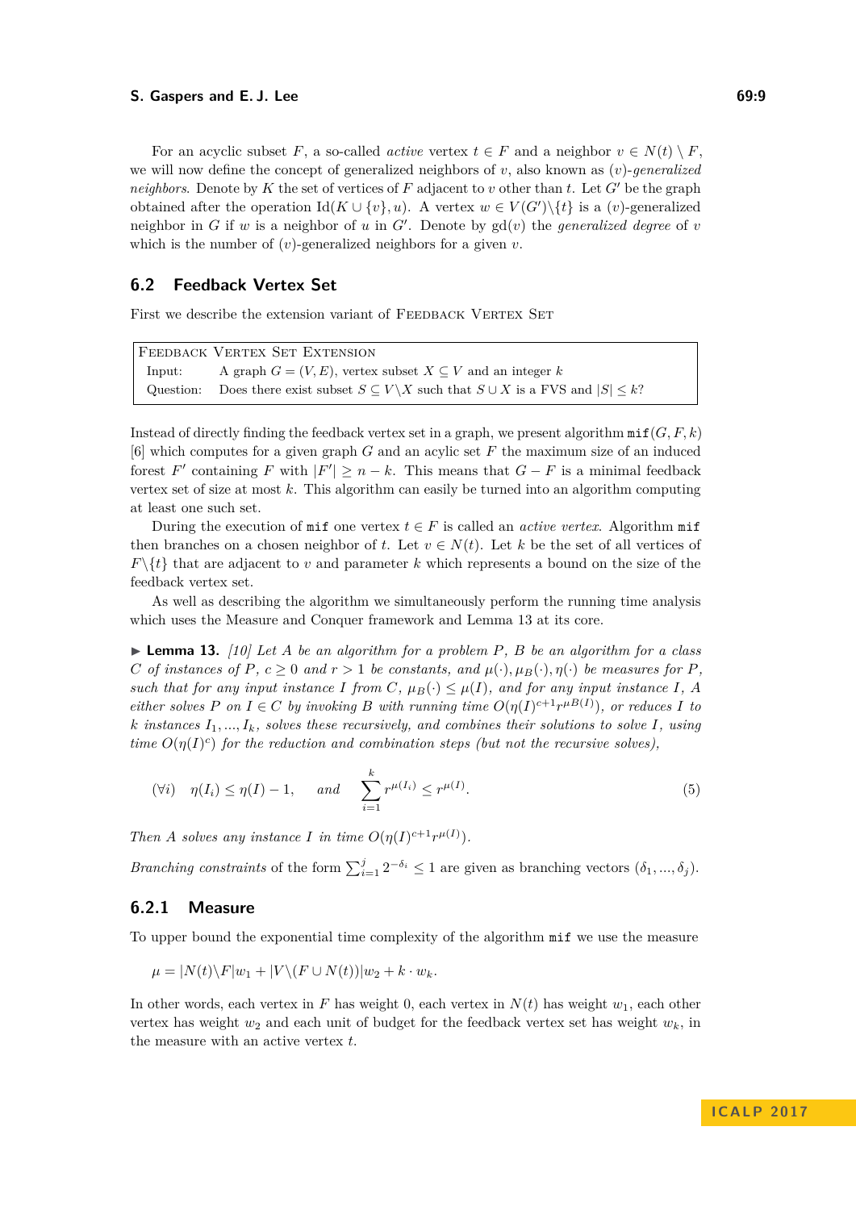For an acyclic subset $F$, a so-called *active* vertex $t \in F$ and a neighbor $v \in N(t) \setminus F$, we will now define the concept of generalized neighbors of $v$, also known as $(v)$-*generalized neighbors*. Denote by $K$ the set of vertices of $F$ adjacent to $v$ other than $t$. Let $G'$ be the graph obtained after the operation $\text{Id}(K \cup \{v\}, u)$. A vertex $w \in V(G') \backslash \{t\}$ is a $(v)$-generalized neighbor in $G$ if $w$ is a neighbor of $u$ in $G'$. Denote by $\text{gd}(v)$ the *generalized degree* of $v$ which is the number of $(v)$-generalized neighbors for a given $v$.

## 6.2 Feedback Vertex Set

First we describe the extension variant of Feedback Vertex Set

| Feedback Vertex Set Extension | |
|---|---|
| Input: | A graph $G = (V, E)$, vertex subset $X \subseteq V$ and an integer $k$ |
| Question: | Does there exist subset $S \subseteq V \backslash X$ such that $S \cup X$ is a FVS and $\lvert S \rvert \leq k$? |

Instead of directly finding the feedback vertex set in a graph, we present algorithm `mif`$(G, F, k)$ [6] which computes for a given graph $G$ and an acylic set $F$ the maximum size of an induced forest $F'$ containing $F$ with $|F'| \geq n - k$. This means that $G - F$ is a minimal feedback vertex set of size at most $k$. This algorithm can easily be turned into an algorithm computing at least one such set.

During the execution of `mif` one vertex $t \in F$ is called an *active vertex*. Algorithm `mif` then branches on a chosen neighbor of $t$. Let $v \in N(t)$. Let $k$ be the set of all vertices of $F \backslash \{t\}$ that are adjacent to $v$ and parameter $k$ which represents a bound on the size of the feedback vertex set.

As well as describing the algorithm we simultaneously perform the running time analysis which uses the Measure and Conquer framework and Lemma 13 at its core.

**Lemma 13.** *[10] Let $A$ be an algorithm for a problem $P$, $B$ be an algorithm for a class $C$ of instances of $P$, $c \geq 0$ and $r > 1$ be constants, and $\mu(\cdot), \mu_B(\cdot), \eta(\cdot)$ be measures for $P$, such that for any input instance $I$ from $C$, $\mu_B(\cdot) \leq \mu(I)$, and for any input instance $I$, $A$ either solves $P$ on $I \in C$ by invoking $B$ with running time $O(\eta(I)^{c+1} r^{\mu_B(I)})$, or reduces $I$ to $k$ instances $I_1, ..., I_k$, solves these recursively, and combines their solutions to solve $I$, using time $O(\eta(I)^c)$ for the reduction and combination steps (but not the recursive solves),*

$$(\forall i) \quad \eta(I_i) \leq \eta(I) - 1, \quad \text{and} \quad \sum_{i=1}^{k} r^{\mu(I_i)} \leq r^{\mu(I)}. \tag{5}$$

*Then $A$ solves any instance $I$ in time $O(\eta(I)^{c+1} r^{\mu(I)})$.*

*Branching constraints* of the form $\sum_{i=1}^{j} 2^{-\delta_i} \leq 1$ are given as branching vectors $(\delta_1, ..., \delta_j)$.

### 6.2.1 Measure

To upper bound the exponential time complexity of the algorithm `mif` we use the measure

$$\mu = |N(t) \backslash F| w_1 + |V \backslash (F \cup N(t))| w_2 + k \cdot w_k.$$

In other words, each vertex in $F$ has weight 0, each vertex in $N(t)$ has weight $w_1$, each other vertex has weight $w_2$ and each unit of budget for the feedback vertex set has weight $w_k$, in the measure with an active vertex $t$.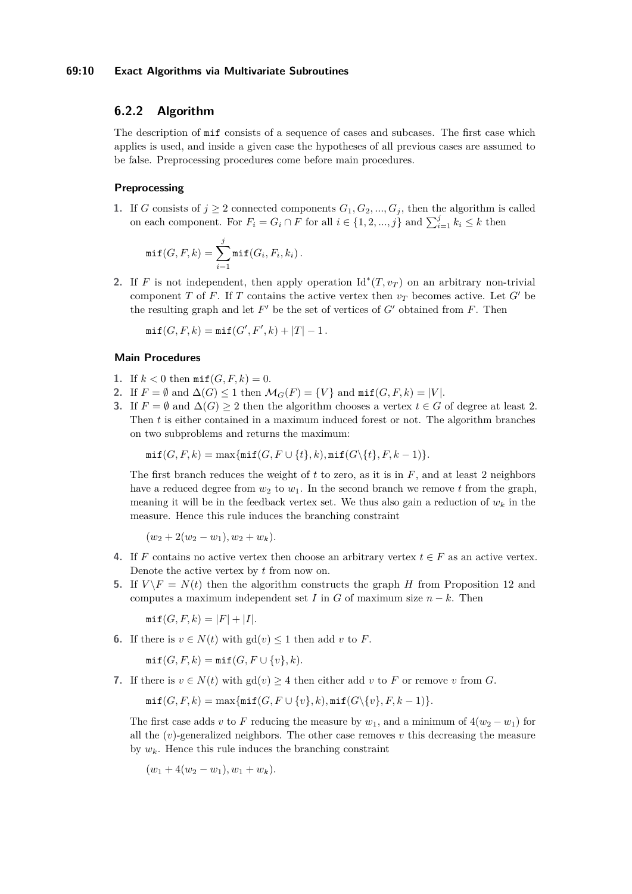### 6.2.2 Algorithm

The description of mif consists of a sequence of cases and subcases. The first case which applies is used, and inside a given case the hypotheses of all previous cases are assumed to be false. Preprocessing procedures come before main procedures.

#### Preprocessing

1. If $G$ consists of $j \geq 2$ connected components $G_1, G_2, ..., G_j$, then the algorithm is called on each component. For $F_i = G_i \cap F$ for all $i \in \{1, 2, ..., j\}$ and $\sum_{i=1}^{j} k_i \leq k$ then

$$\texttt{mif}(G, F, k) = \sum_{i=1}^{j} \texttt{mif}(G_i, F_i, k_i).$$

2. If $F$ is not independent, then apply operation $\mathrm{Id}^*(T, v_T)$ on an arbitrary non-trivial component $T$ of $F$. If $T$ contains the active vertex then $v_T$ becomes active. Let $G'$ be the resulting graph and let $F'$ be the set of vertices of $G'$ obtained from $F$. Then

$\texttt{mif}(G, F, k) = \texttt{mif}(G', F', k) + |T| - 1.$

#### Main Procedures

1. If $k < 0$ then $\texttt{mif}(G, F, k) = 0$.
2. If $F = \emptyset$ and $\Delta(G) \leq 1$ then $\mathcal{M}_G(F) = \{V\}$ and $\texttt{mif}(G, F, k) = |V|$.
3. If $F = \emptyset$ and $\Delta(G) \geq 2$ then the algorithm chooses a vertex $t \in G$ of degree at least 2. Then $t$ is either contained in a maximum induced forest or not. The algorithm branches on two subproblems and returns the maximum:

   $\texttt{mif}(G, F, k) = \max\{\texttt{mif}(G, F \cup \{t\}, k), \texttt{mif}(G \backslash \{t\}, F, k-1)\}.$

   The first branch reduces the weight of $t$ to zero, as it is in $F$, and at least 2 neighbors have a reduced degree from $w_2$ to $w_1$. In the second branch we remove $t$ from the graph, meaning it will be in the feedback vertex set. We thus also gain a reduction of $w_k$ in the measure. Hence this rule induces the branching constraint

   $(w_2 + 2(w_2 - w_1), w_2 + w_k).$

4. If $F$ contains no active vertex then choose an arbitrary vertex $t \in F$ as an active vertex. Denote the active vertex by $t$ from now on.
5. If $V \backslash F = N(t)$ then the algorithm constructs the graph $H$ from Proposition 12 and computes a maximum independent set $I$ in $G$ of maximum size $n - k$. Then

   $\texttt{mif}(G, F, k) = |F| + |I|.$

6. If there is $v \in N(t)$ with $\mathrm{gd}(v) \leq 1$ then add $v$ to $F$.

   $\texttt{mif}(G, F, k) = \texttt{mif}(G, F \cup \{v\}, k).$

7. If there is $v \in N(t)$ with $\mathrm{gd}(v) \geq 4$ then either add $v$ to $F$ or remove $v$ from $G$.

   $\texttt{mif}(G, F, k) = \max\{\texttt{mif}(G, F \cup \{v\}, k), \texttt{mif}(G \backslash \{v\}, F, k-1)\}.$

   The first case adds $v$ to $F$ reducing the measure by $w_1$, and a minimum of $4(w_2 - w_1)$ for all the $(v)$-generalized neighbors. The other case removes $v$ this decreasing the measure by $w_k$. Hence this rule induces the branching constraint

   $(w_1 + 4(w_2 - w_1), w_1 + w_k).$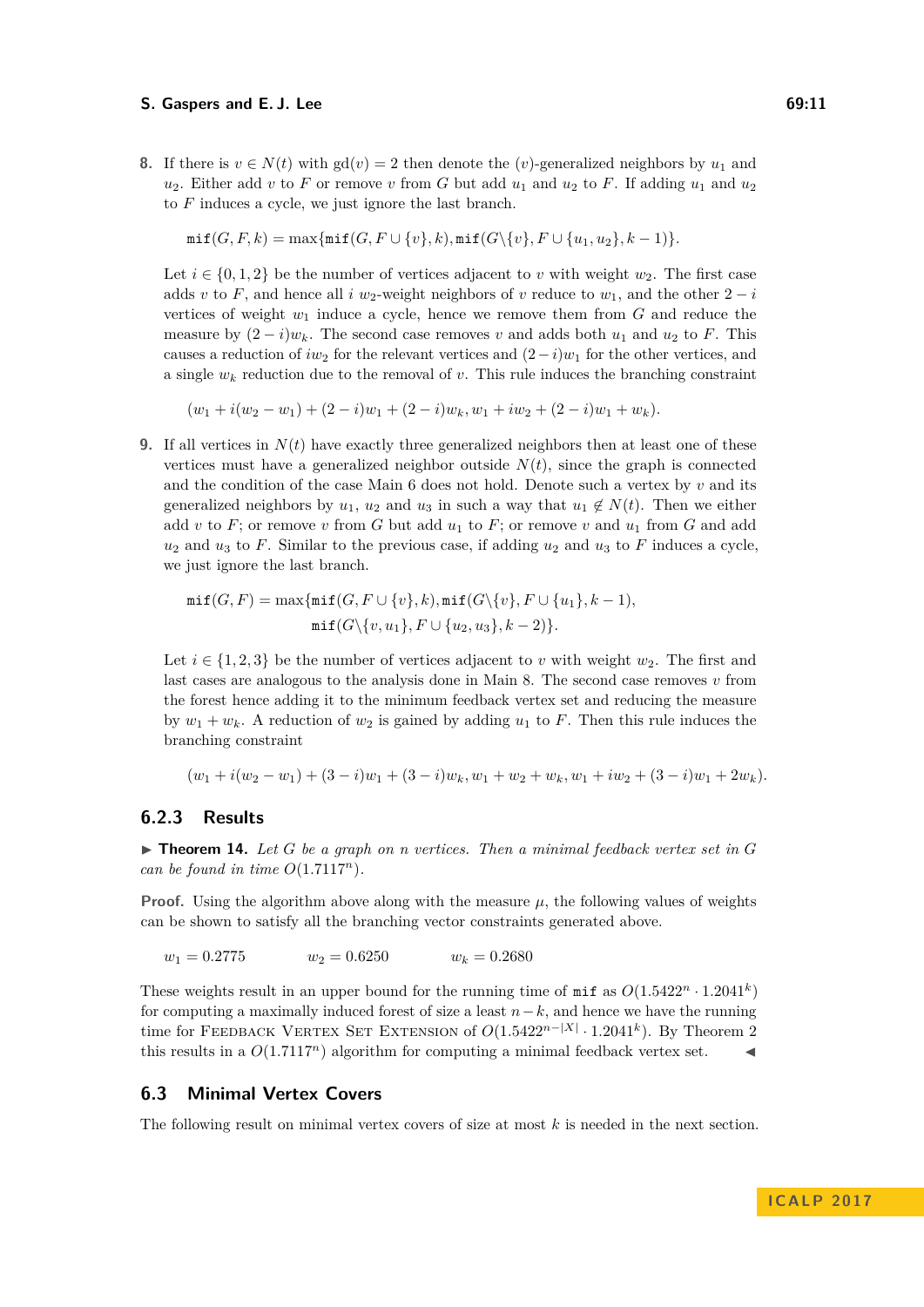8. If there is $v \in N(t)$ with $\mathrm{gd}(v) = 2$ then denote the $(v)$-generalized neighbors by $u_1$ and $u_2$. Either add $v$ to $F$ or remove $v$ from $G$ but add $u_1$ and $u_2$ to $F$. If adding $u_1$ and $u_2$ to $F$ induces a cycle, we just ignore the last branch.

$$\texttt{mif}(G, F, k) = \max\{\texttt{mif}(G, F \cup \{v\}, k), \texttt{mif}(G\backslash\{v\}, F \cup \{u_1, u_2\}, k-1)\}.$$

Let $i \in \{0, 1, 2\}$ be the number of vertices adjacent to $v$ with weight $w_2$. The first case adds $v$ to $F$, and hence all $i$ $w_2$-weight neighbors of $v$ reduce to $w_1$, and the other $2-i$ vertices of weight $w_1$ induce a cycle, hence we remove them from $G$ and reduce the measure by $(2-i)w_k$. The second case removes $v$ and adds both $u_1$ and $u_2$ to $F$. This causes a reduction of $iw_2$ for the relevant vertices and $(2-i)w_1$ for the other vertices, and a single $w_k$ reduction due to the removal of $v$. This rule induces the branching constraint

$$(w_1 + i(w_2 - w_1) + (2-i)w_1 + (2-i)w_k, w_1 + iw_2 + (2-i)w_1 + w_k).$$

9. If all vertices in $N(t)$ have exactly three generalized neighbors then at least one of these vertices must have a generalized neighbor outside $N(t)$, since the graph is connected and the condition of the case Main 6 does not hold. Denote such a vertex by $v$ and its generalized neighbors by $u_1$, $u_2$ and $u_3$ in such a way that $u_1 \notin N(t)$. Then we either add $v$ to $F$; or remove $v$ from $G$ but add $u_1$ to $F$; or remove $v$ and $u_1$ from $G$ and add $u_2$ and $u_3$ to $F$. Similar to the previous case, if adding $u_2$ and $u_3$ to $F$ induces a cycle, we just ignore the last branch.

$$\begin{aligned}\texttt{mif}(G, F) = \max\{&\texttt{mif}(G, F \cup \{v\}, k), \texttt{mif}(G\backslash\{v\}, F \cup \{u_1\}, k-1),\\ &\texttt{mif}(G\backslash\{v, u_1\}, F \cup \{u_2, u_3\}, k-2)\}.\end{aligned}$$

Let $i \in \{1, 2, 3\}$ be the number of vertices adjacent to $v$ with weight $w_2$. The first and last cases are analogous to the analysis done in Main 8. The second case removes $v$ from the forest hence adding it to the minimum feedback vertex set and reducing the measure by $w_1 + w_k$. A reduction of $w_2$ is gained by adding $u_1$ to $F$. Then this rule induces the branching constraint

$$(w_1 + i(w_2 - w_1) + (3-i)w_1 + (3-i)w_k, w_1 + w_2 + w_k, w_1 + iw_2 + (3-i)w_1 + 2w_k).$$

### 6.2.3 Results

**Theorem 14.** *Let $G$ be a graph on $n$ vertices. Then a minimal feedback vertex set in $G$ can be found in time $O(1.7117^n)$.*

**Proof.** Using the algorithm above along with the measure $\mu$, the following values of weights can be shown to satisfy all the branching vector constraints generated above.

$$w_1 = 0.2775 \qquad w_2 = 0.6250 \qquad w_k = 0.2680$$

These weights result in an upper bound for the running time of mif as $O(1.5422^n \cdot 1.2041^k)$ for computing a maximally induced forest of size a least $n-k$, and hence we have the running time for Feedback Vertex Set Extension of $O(1.5422^{n-|X|} \cdot 1.2041^k)$. By Theorem 2 this results in a $O(1.7117^n)$ algorithm for computing a minimal feedback vertex set. ◀

## 6.3 Minimal Vertex Covers

The following result on minimal vertex covers of size at most $k$ is needed in the next section.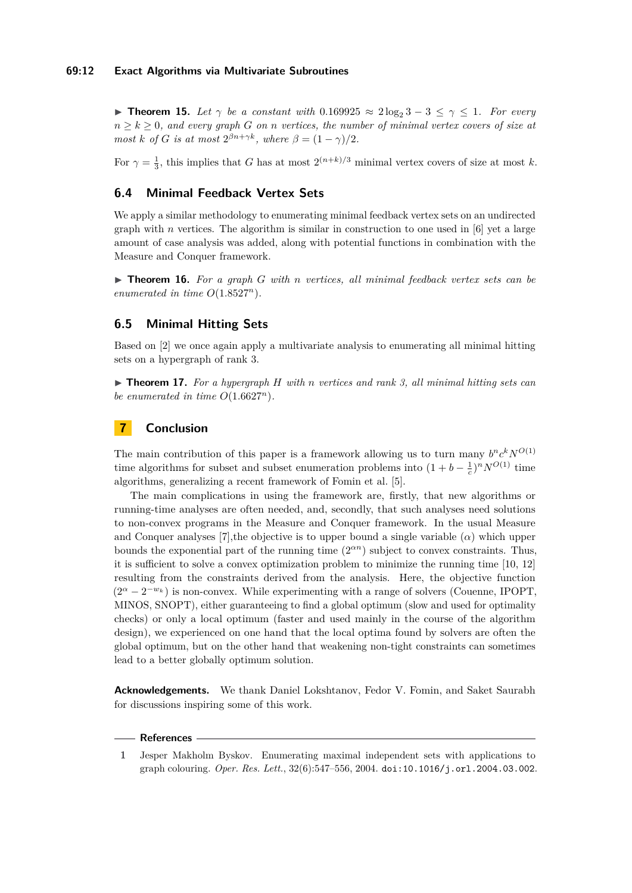▶ **Theorem 15.** *Let $\gamma$ be a constant with $0.169925 \approx 2\log_2 3 - 3 \leq \gamma \leq 1$. For every $n \geq k \geq 0$, and every graph $G$ on $n$ vertices, the number of minimal vertex covers of size at most $k$ of $G$ is at most $2^{\beta n + \gamma k}$, where $\beta = (1-\gamma)/2$.*

For $\gamma = \frac{1}{3}$, this implies that $G$ has at most $2^{(n+k)/3}$ minimal vertex covers of size at most $k$.

## 6.4 Minimal Feedback Vertex Sets

We apply a similar methodology to enumerating minimal feedback vertex sets on an undirected graph with $n$ vertices. The algorithm is similar in construction to one used in [6] yet a large amount of case analysis was added, along with potential functions in combination with the Measure and Conquer framework.

▶ **Theorem 16.** *For a graph $G$ with $n$ vertices, all minimal feedback vertex sets can be enumerated in time $O(1.8527^n)$.*

## 6.5 Minimal Hitting Sets

Based on [2] we once again apply a multivariate analysis to enumerating all minimal hitting sets on a hypergraph of rank 3.

▶ **Theorem 17.** *For a hypergraph $H$ with $n$ vertices and rank 3, all minimal hitting sets can be enumerated in time $O(1.6627^n)$.*

# 7 Conclusion

The main contribution of this paper is a framework allowing us to turn many $b^n c^k N^{O(1)}$ time algorithms for subset and subset enumeration problems into $(1 + b - \frac{1}{c})^n N^{O(1)}$ time algorithms, generalizing a recent framework of Fomin et al. [5].

The main complications in using the framework are, firstly, that new algorithms or running-time analyses are often needed, and, secondly, that such analyses need solutions to non-convex programs in the Measure and Conquer framework. In the usual Measure and Conquer analyses [7],the objective is to upper bound a single variable ($\alpha$) which upper bounds the exponential part of the running time ($2^{\alpha n}$) subject to convex constraints. Thus, it is sufficient to solve a convex optimization problem to minimize the running time [10, 12] resulting from the constraints derived from the analysis. Here, the objective function $(2^{\alpha} - 2^{-w_k})$ is non-convex. While experimenting with a range of solvers (Couenne, IPOPT, MINOS, SNOPT), either guaranteeing to find a global optimum (slow and used for optimality checks) or only a local optimum (faster and used mainly in the course of the algorithm design), we experienced on one hand that the local optima found by solvers are often the global optimum, but on the other hand that weakening non-tight constraints can sometimes lead to a better globally optimum solution.

**Acknowledgements.** We thank Daniel Lokshtanov, Fedor V. Fomin, and Saket Saurabh for discussions inspiring some of this work.

## References

1. Jesper Makholm Byskov. Enumerating maximal independent sets with applications to graph colouring. *Oper. Res. Lett.*, 32(6):547–556, 2004. doi:10.1016/j.orl.2004.03.002.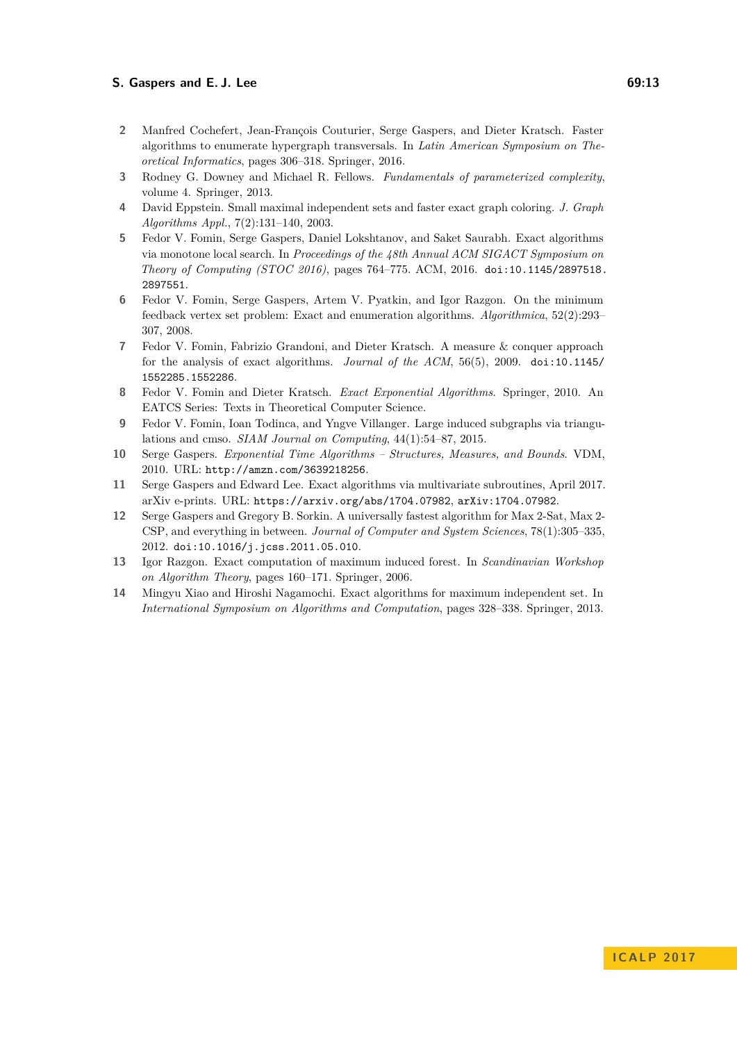2. Manfred Cochefert, Jean-François Couturier, Serge Gaspers, and Dieter Kratsch. Faster algorithms to enumerate hypergraph transversals. In *Latin American Symposium on Theoretical Informatics*, pages 306–318. Springer, 2016.
3. Rodney G. Downey and Michael R. Fellows. *Fundamentals of parameterized complexity*, volume 4. Springer, 2013.
4. David Eppstein. Small maximal independent sets and faster exact graph coloring. *J. Graph Algorithms Appl.*, 7(2):131–140, 2003.
5. Fedor V. Fomin, Serge Gaspers, Daniel Lokshtanov, and Saket Saurabh. Exact algorithms via monotone local search. In *Proceedings of the 48th Annual ACM SIGACT Symposium on Theory of Computing (STOC 2016)*, pages 764–775. ACM, 2016. doi:10.1145/2897518.2897551.
6. Fedor V. Fomin, Serge Gaspers, Artem V. Pyatkin, and Igor Razgon. On the minimum feedback vertex set problem: Exact and enumeration algorithms. *Algorithmica*, 52(2):293–307, 2008.
7. Fedor V. Fomin, Fabrizio Grandoni, and Dieter Kratsch. A measure & conquer approach for the analysis of exact algorithms. *Journal of the ACM*, 56(5), 2009. doi:10.1145/1552285.1552286.
8. Fedor V. Fomin and Dieter Kratsch. *Exact Exponential Algorithms*. Springer, 2010. An EATCS Series: Texts in Theoretical Computer Science.
9. Fedor V. Fomin, Ioan Todinca, and Yngve Villanger. Large induced subgraphs via triangulations and cmso. *SIAM Journal on Computing*, 44(1):54–87, 2015.
10. Serge Gaspers. *Exponential Time Algorithms – Structures, Measures, and Bounds*. VDM, 2010. URL: http://amzn.com/3639218256.
11. Serge Gaspers and Edward Lee. Exact algorithms via multivariate subroutines, April 2017. arXiv e-prints. URL: https://arxiv.org/abs/1704.07982, arXiv:1704.07982.
12. Serge Gaspers and Gregory B. Sorkin. A universally fastest algorithm for Max 2-Sat, Max 2-CSP, and everything in between. *Journal of Computer and System Sciences*, 78(1):305–335, 2012. doi:10.1016/j.jcss.2011.05.010.
13. Igor Razgon. Exact computation of maximum induced forest. In *Scandinavian Workshop on Algorithm Theory*, pages 160–171. Springer, 2006.
14. Mingyu Xiao and Hiroshi Nagamochi. Exact algorithms for maximum independent set. In *International Symposium on Algorithms and Computation*, pages 328–338. Springer, 2013.